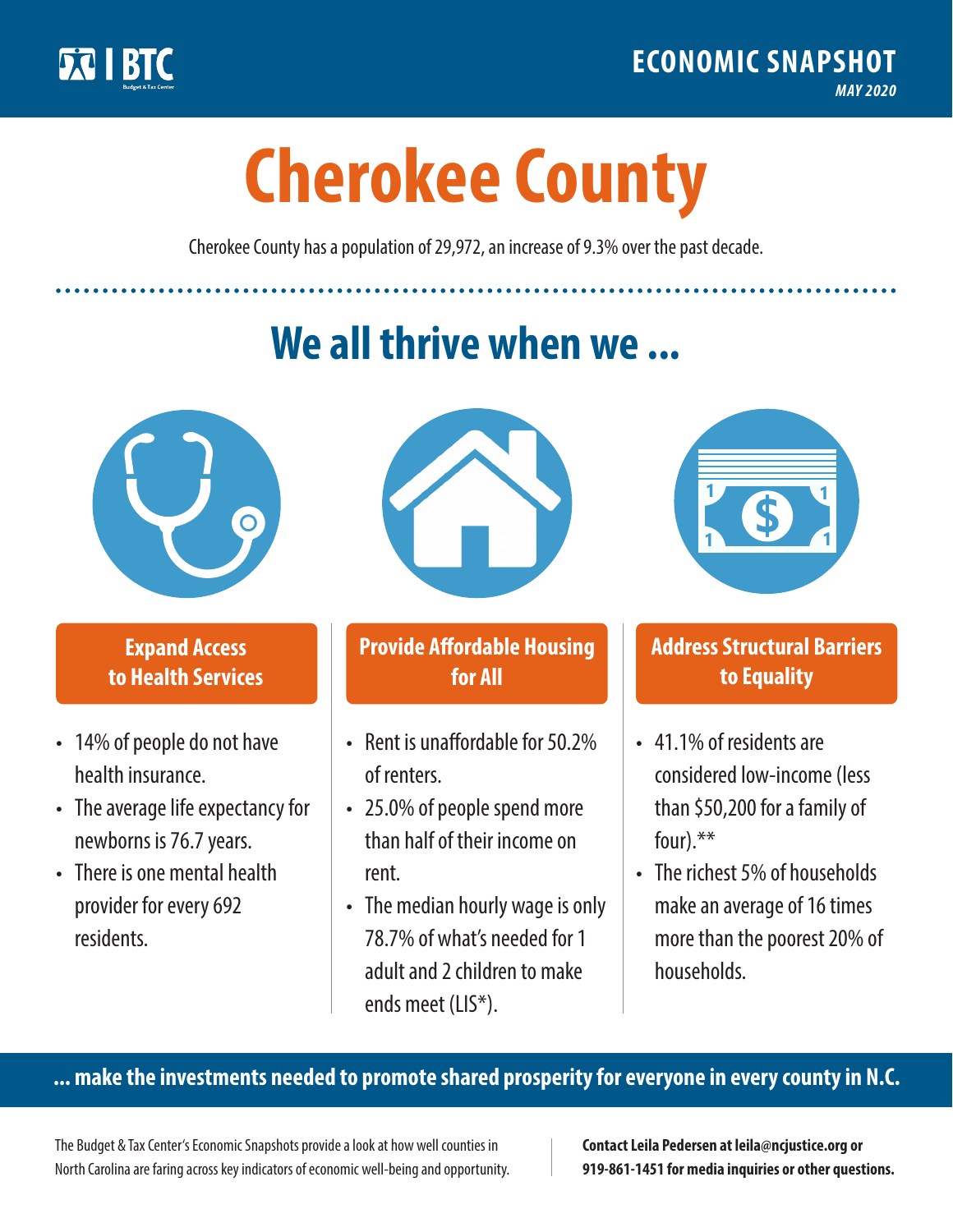BTC

**ECONOMIC SNAPSHOT**
*MAY 2020*

# Cherokee County

Cherokee County has a population of 29,972, an increase of 9.3% over the past decade.

## We all thrive when we ...

### Expand Access to Health Services

- 14% of people do not have health insurance.
- The average life expectancy for newborns is 76.7 years.
- There is one mental health provider for every 692 residents.

### Provide Affordable Housing for All

- Rent is unaffordable for 50.2% of renters.
- 25.0% of people spend more than half of their income on rent.
- The median hourly wage is only 78.7% of what's needed for 1 adult and 2 children to make ends meet (LIS*).

### Address Structural Barriers to Equality

- 41.1% of residents are considered low-income (less than $50,200 for a family of four).**
- The richest 5% of households make an average of 16 times more than the poorest 20% of households.

**... make the investments needed to promote shared prosperity for everyone in every county in N.C.**

The Budget & Tax Center's Economic Snapshots provide a look at how well counties in North Carolina are faring across key indicators of economic well-being and opportunity.

**Contact Leila Pedersen at leila@ncjustice.org or 919-861-1451 for media inquiries or other questions.**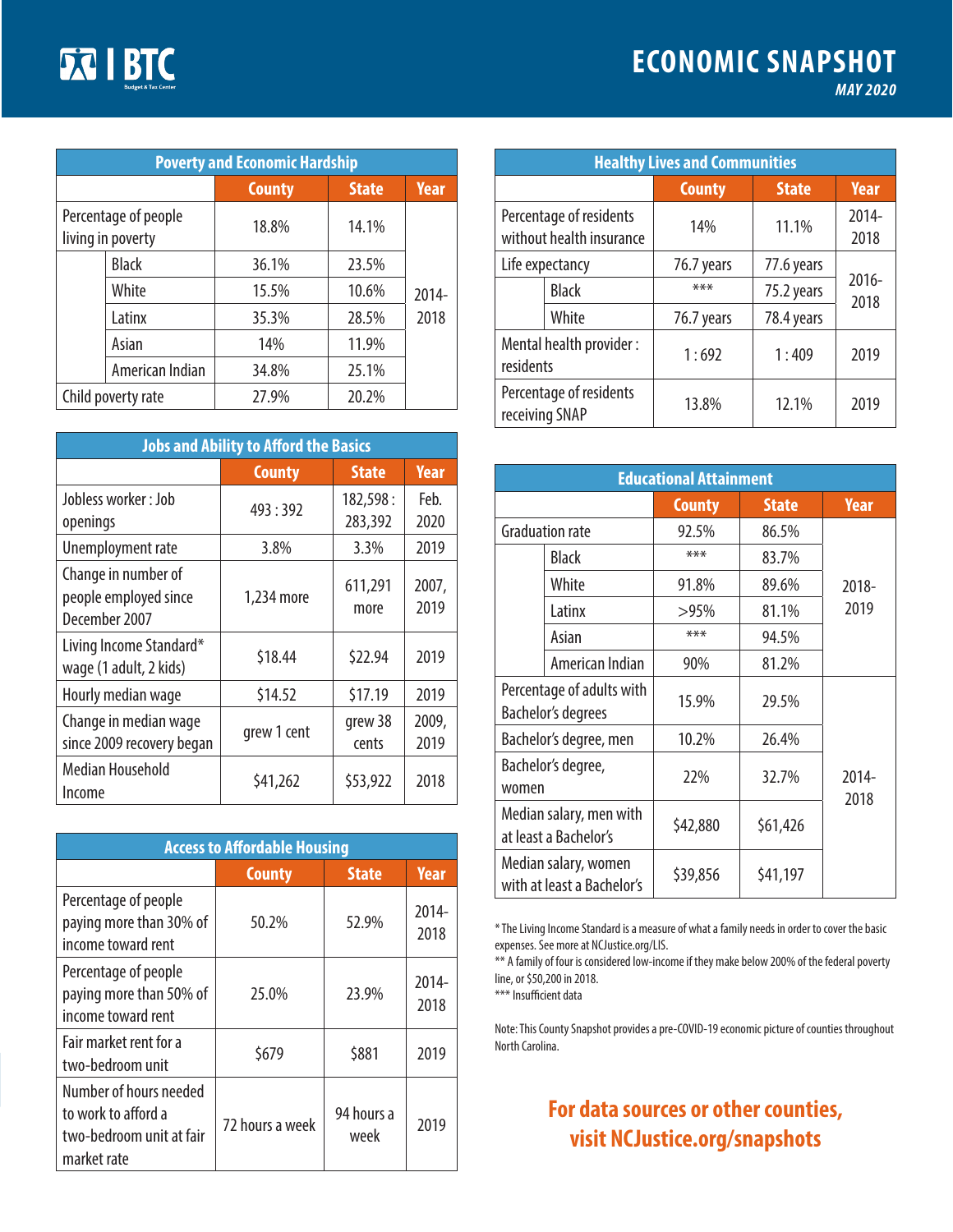# ECONOMIC SNAPSHOT

*MAY 2020*

BTC Budget & Tax Center

## Poverty and Economic Hardship

| | | County | State | Year |
|---|---|---|---|---|
| Percentage of people living in poverty | | 18.8% | 14.1% | 2014-2018 |
| | Black | 36.1% | 23.5% | |
| | White | 15.5% | 10.6% | |
| | Latinx | 35.3% | 28.5% | |
| | Asian | 14% | 11.9% | |
| | American Indian | 34.8% | 25.1% | |
| Child poverty rate | | 27.9% | 20.2% | |

## Jobs and Ability to Afford the Basics

| | County | State | Year |
|---|---|---|---|
| Jobless worker : Job openings | 493 : 392 | 182,598 : 283,392 | Feb. 2020 |
| Unemployment rate | 3.8% | 3.3% | 2019 |
| Change in number of people employed since December 2007 | 1,234 more | 611,291 more | 2007, 2019 |
| Living Income Standard* wage (1 adult, 2 kids) | $18.44 | $22.94 | 2019 |
| Hourly median wage | $14.52 | $17.19 | 2019 |
| Change in median wage since 2009 recovery began | grew 1 cent | grew 38 cents | 2009, 2019 |
| Median Household Income | $41,262 | $53,922 | 2018 |

## Access to Affordable Housing

| | County | State | Year |
|---|---|---|---|
| Percentage of people paying more than 30% of income toward rent | 50.2% | 52.9% | 2014-2018 |
| Percentage of people paying more than 50% of income toward rent | 25.0% | 23.9% | 2014-2018 |
| Fair market rent for a two-bedroom unit | $679 | $881 | 2019 |
| Number of hours needed to work to afford a two-bedroom unit at fair market rate | 72 hours a week | 94 hours a week | 2019 |

## Healthy Lives and Communities

| | | County | State | Year |
|---|---|---|---|---|
| Percentage of residents without health insurance | | 14% | 11.1% | 2014-2018 |
| Life expectancy | | 76.7 years | 77.6 years | 2016-2018 |
| | Black | *** | 75.2 years | |
| | White | 76.7 years | 78.4 years | |
| Mental health provider : residents | | 1 : 692 | 1 : 409 | 2019 |
| Percentage of residents receiving SNAP | | 13.8% | 12.1% | 2019 |

## Educational Attainment

| | | County | State | Year |
|---|---|---|---|---|
| Graduation rate | | 92.5% | 86.5% | 2018-2019 |
| | Black | *** | 83.7% | |
| | White | 91.8% | 89.6% | |
| | Latinx | >95% | 81.1% | |
| | Asian | *** | 94.5% | |
| | American Indian | 90% | 81.2% | |
| Percentage of adults with Bachelor's degrees | | 15.9% | 29.5% | 2014-2018 |
| Bachelor's degree, men | | 10.2% | 26.4% | |
| Bachelor's degree, women | | 22% | 32.7% | |
| Median salary, men with at least a Bachelor's | | $42,880 | $61,426 | |
| Median salary, women with at least a Bachelor's | | $39,856 | $41,197 | |

\* The Living Income Standard is a measure of what a family needs in order to cover the basic expenses. See more at NCJustice.org/LIS.

** A family of four is considered low-income if they make below 200% of the federal poverty line, or $50,200 in 2018.

*** Insufficient data

Note: This County Snapshot provides a pre-COVID-19 economic picture of counties throughout North Carolina.

**For data sources or other counties, visit NCJustice.org/snapshots**